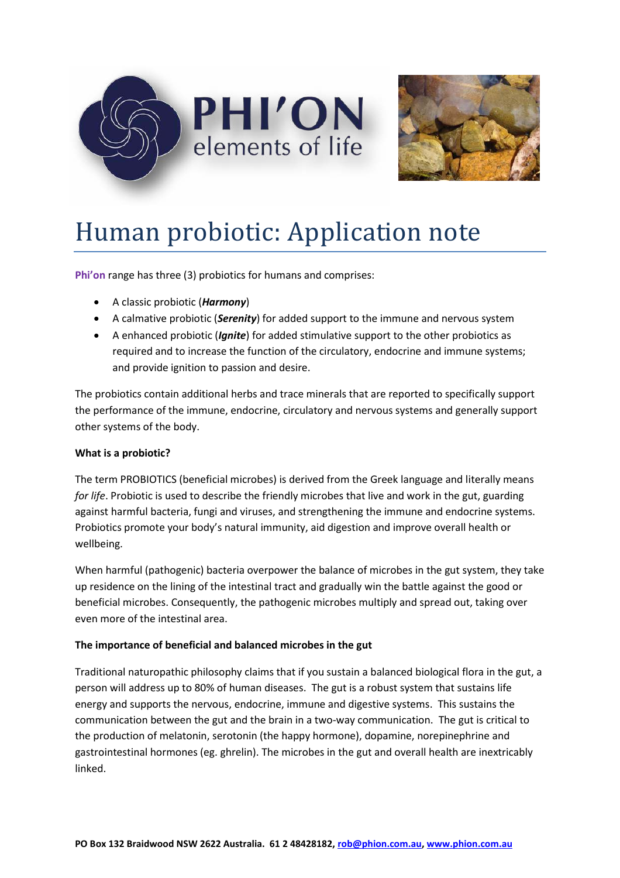PHI'ON
elements of life

# Human probiotic: Application note

**Phi'on** range has three (3) probiotics for humans and comprises:

- A classic probiotic (***Harmony***)
- A calmative probiotic (***Serenity***) for added support to the immune and nervous system
- A enhanced probiotic (***Ignite***) for added stimulative support to the other probiotics as required and to increase the function of the circulatory, endocrine and immune systems; and provide ignition to passion and desire.

The probiotics contain additional herbs and trace minerals that are reported to specifically support the performance of the immune, endocrine, circulatory and nervous systems and generally support other systems of the body.

**What is a probiotic?**

The term PROBIOTICS (beneficial microbes) is derived from the Greek language and literally means *for life*. Probiotic is used to describe the friendly microbes that live and work in the gut, guarding against harmful bacteria, fungi and viruses, and strengthening the immune and endocrine systems. Probiotics promote your body's natural immunity, aid digestion and improve overall health or wellbeing.

When harmful (pathogenic) bacteria overpower the balance of microbes in the gut system, they take up residence on the lining of the intestinal tract and gradually win the battle against the good or beneficial microbes. Consequently, the pathogenic microbes multiply and spread out, taking over even more of the intestinal area.

**The importance of beneficial and balanced microbes in the gut**

Traditional naturopathic philosophy claims that if you sustain a balanced biological flora in the gut, a person will address up to 80% of human diseases. The gut is a robust system that sustains life energy and supports the nervous, endocrine, immune and digestive systems. This sustains the communication between the gut and the brain in a two-way communication. The gut is critical to the production of melatonin, serotonin (the happy hormone), dopamine, norepinephrine and gastrointestinal hormones (eg. ghrelin). The microbes in the gut and overall health are inextricably linked.

**PO Box 132 Braidwood NSW 2622 Australia. 61 2 48428182, rob@phion.com.au, www.phion.com.au**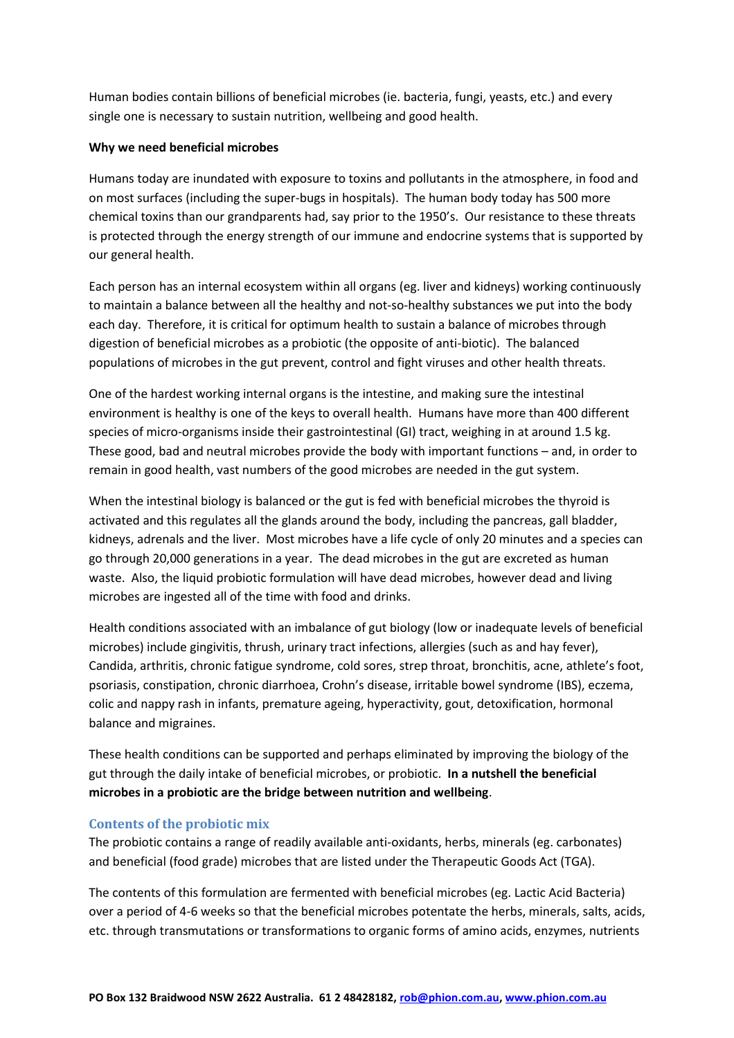Human bodies contain billions of beneficial microbes (ie. bacteria, fungi, yeasts, etc.) and every single one is necessary to sustain nutrition, wellbeing and good health.

**Why we need beneficial microbes**

Humans today are inundated with exposure to toxins and pollutants in the atmosphere, in food and on most surfaces (including the super-bugs in hospitals). The human body today has 500 more chemical toxins than our grandparents had, say prior to the 1950's. Our resistance to these threats is protected through the energy strength of our immune and endocrine systems that is supported by our general health.

Each person has an internal ecosystem within all organs (eg. liver and kidneys) working continuously to maintain a balance between all the healthy and not-so-healthy substances we put into the body each day. Therefore, it is critical for optimum health to sustain a balance of microbes through digestion of beneficial microbes as a probiotic (the opposite of anti-biotic). The balanced populations of microbes in the gut prevent, control and fight viruses and other health threats.

One of the hardest working internal organs is the intestine, and making sure the intestinal environment is healthy is one of the keys to overall health. Humans have more than 400 different species of micro-organisms inside their gastrointestinal (GI) tract, weighing in at around 1.5 kg. These good, bad and neutral microbes provide the body with important functions – and, in order to remain in good health, vast numbers of the good microbes are needed in the gut system.

When the intestinal biology is balanced or the gut is fed with beneficial microbes the thyroid is activated and this regulates all the glands around the body, including the pancreas, gall bladder, kidneys, adrenals and the liver. Most microbes have a life cycle of only 20 minutes and a species can go through 20,000 generations in a year. The dead microbes in the gut are excreted as human waste. Also, the liquid probiotic formulation will have dead microbes, however dead and living microbes are ingested all of the time with food and drinks.

Health conditions associated with an imbalance of gut biology (low or inadequate levels of beneficial microbes) include gingivitis, thrush, urinary tract infections, allergies (such as and hay fever), Candida, arthritis, chronic fatigue syndrome, cold sores, strep throat, bronchitis, acne, athlete's foot, psoriasis, constipation, chronic diarrhoea, Crohn's disease, irritable bowel syndrome (IBS), eczema, colic and nappy rash in infants, premature ageing, hyperactivity, gout, detoxification, hormonal balance and migraines.

These health conditions can be supported and perhaps eliminated by improving the biology of the gut through the daily intake of beneficial microbes, or probiotic. **In a nutshell the beneficial microbes in a probiotic are the bridge between nutrition and wellbeing**.

## Contents of the probiotic mix

The probiotic contains a range of readily available anti-oxidants, herbs, minerals (eg. carbonates) and beneficial (food grade) microbes that are listed under the Therapeutic Goods Act (TGA).

The contents of this formulation are fermented with beneficial microbes (eg. Lactic Acid Bacteria) over a period of 4-6 weeks so that the beneficial microbes potentate the herbs, minerals, salts, acids, etc. through transmutations or transformations to organic forms of amino acids, enzymes, nutrients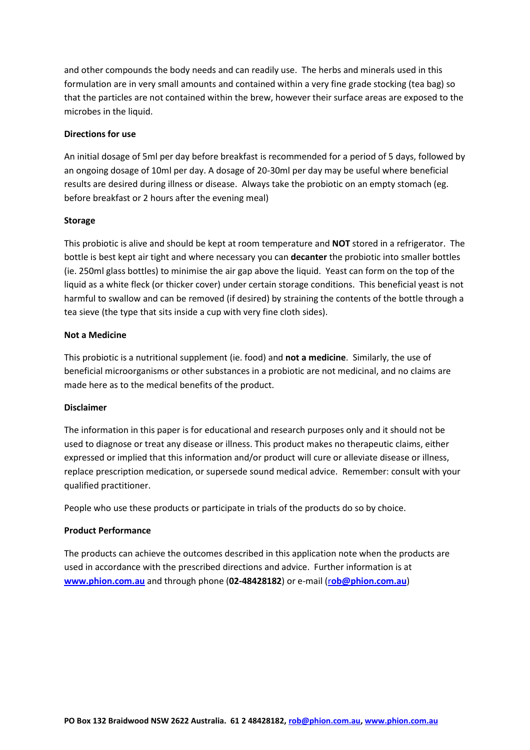and other compounds the body needs and can readily use. The herbs and minerals used in this formulation are in very small amounts and contained within a very fine grade stocking (tea bag) so that the particles are not contained within the brew, however their surface areas are exposed to the microbes in the liquid.

**Directions for use**

An initial dosage of 5ml per day before breakfast is recommended for a period of 5 days, followed by an ongoing dosage of 10ml per day. A dosage of 20-30ml per day may be useful where beneficial results are desired during illness or disease. Always take the probiotic on an empty stomach (eg. before breakfast or 2 hours after the evening meal)

**Storage**

This probiotic is alive and should be kept at room temperature and **NOT** stored in a refrigerator. The bottle is best kept air tight and where necessary you can **decanter** the probiotic into smaller bottles (ie. 250ml glass bottles) to minimise the air gap above the liquid. Yeast can form on the top of the liquid as a white fleck (or thicker cover) under certain storage conditions. This beneficial yeast is not harmful to swallow and can be removed (if desired) by straining the contents of the bottle through a tea sieve (the type that sits inside a cup with very fine cloth sides).

**Not a Medicine**

This probiotic is a nutritional supplement (ie. food) and **not a medicine**. Similarly, the use of beneficial microorganisms or other substances in a probiotic are not medicinal, and no claims are made here as to the medical benefits of the product.

**Disclaimer**

The information in this paper is for educational and research purposes only and it should not be used to diagnose or treat any disease or illness. This product makes no therapeutic claims, either expressed or implied that this information and/or product will cure or alleviate disease or illness, replace prescription medication, or supersede sound medical advice. Remember: consult with your qualified practitioner.

People who use these products or participate in trials of the products do so by choice.

**Product Performance**

The products can achieve the outcomes described in this application note when the products are used in accordance with the prescribed directions and advice. Further information is at **www.phion.com.au** and through phone (**02-48428182**) or e-mail (**rob@phion.com.au**)

**PO Box 132 Braidwood NSW 2622 Australia. 61 2 48428182, rob@phion.com.au, www.phion.com.au**